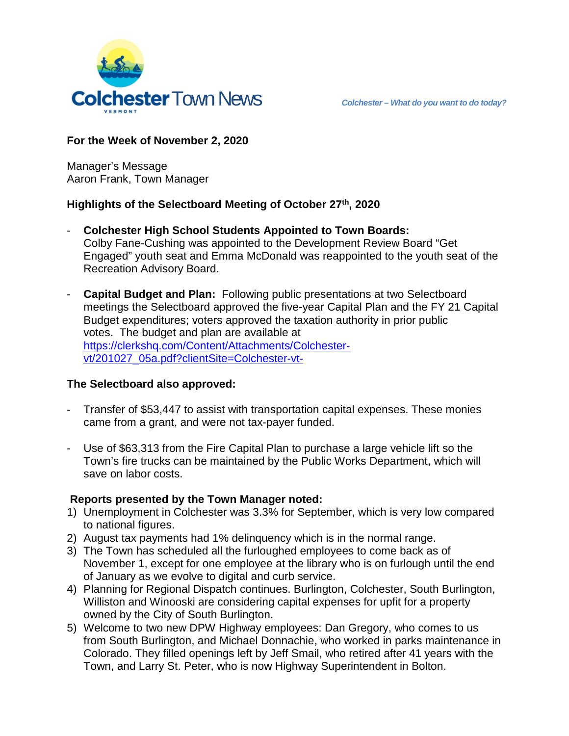# Colchester Town News

VERMONT

*Colchester – What do you want to do today?*

**For the Week of November 2, 2020**

Manager's Message
Aaron Frank, Town Manager

**Highlights of the Selectboard Meeting of October 27th, 2020**

- **Colchester High School Students Appointed to Town Boards:** Colby Fane-Cushing was appointed to the Development Review Board "Get Engaged" youth seat and Emma McDonald was reappointed to the youth seat of the Recreation Advisory Board.

- **Capital Budget and Plan:** Following public presentations at two Selectboard meetings the Selectboard approved the five-year Capital Plan and the FY 21 Capital Budget expenditures; voters approved the taxation authority in prior public votes. The budget and plan are available at https://clerkshq.com/Content/Attachments/Colchester-vt/201027_05a.pdf?clientSite=Colchester-vt-

**The Selectboard also approved:**

- Transfer of $53,447 to assist with transportation capital expenses. These monies came from a grant, and were not tax-payer funded.

- Use of $63,313 from the Fire Capital Plan to purchase a large vehicle lift so the Town's fire trucks can be maintained by the Public Works Department, which will save on labor costs.

**Reports presented by the Town Manager noted:**

1) Unemployment in Colchester was 3.3% for September, which is very low compared to national figures.
2) August tax payments had 1% delinquency which is in the normal range.
3) The Town has scheduled all the furloughed employees to come back as of November 1, except for one employee at the library who is on furlough until the end of January as we evolve to digital and curb service.
4) Planning for Regional Dispatch continues. Burlington, Colchester, South Burlington, Williston and Winooski are considering capital expenses for upfit for a property owned by the City of South Burlington.
5) Welcome to two new DPW Highway employees: Dan Gregory, who comes to us from South Burlington, and Michael Donnachie, who worked in parks maintenance in Colorado. They filled openings left by Jeff Smail, who retired after 41 years with the Town, and Larry St. Peter, who is now Highway Superintendent in Bolton.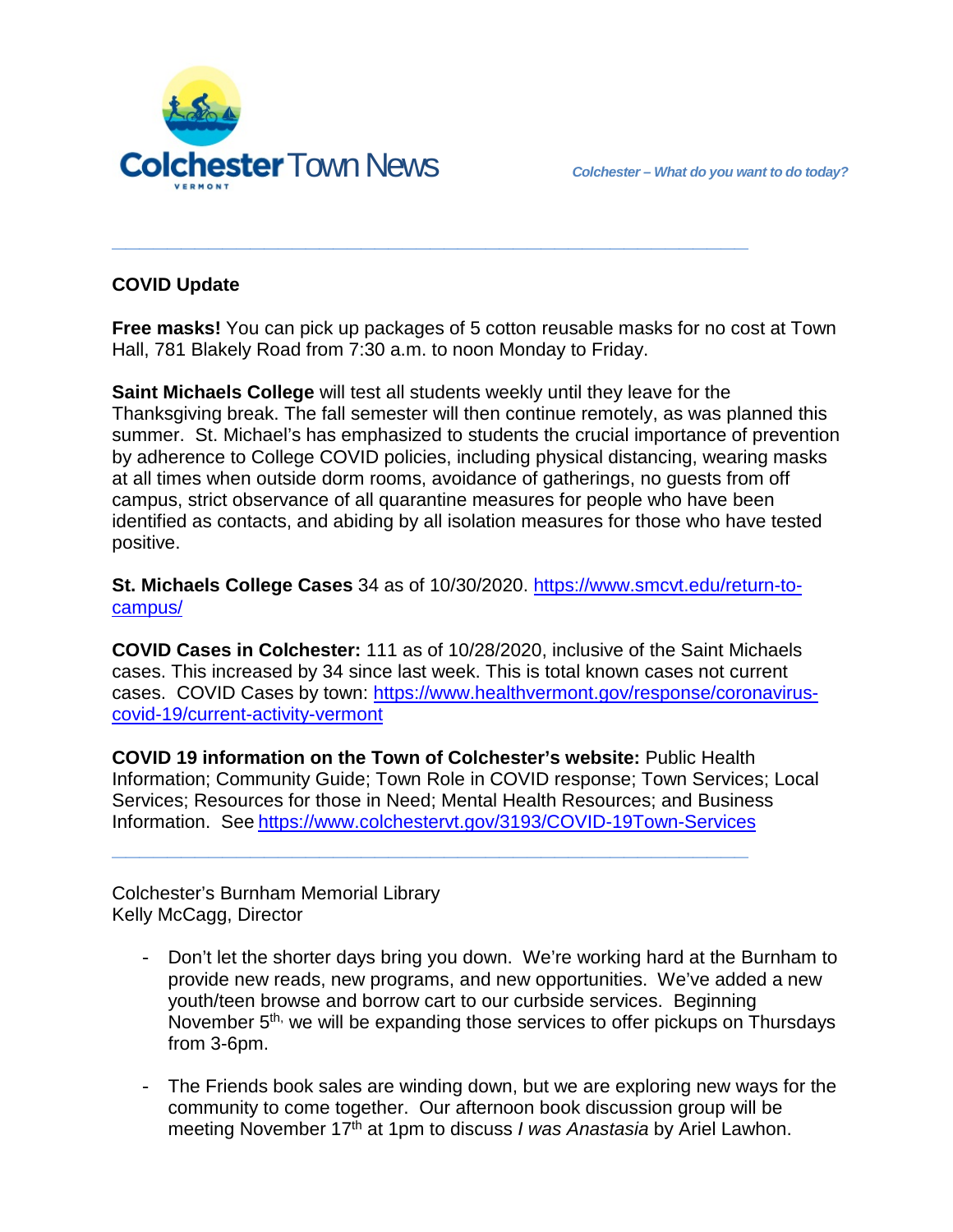Colchester Town News

*Colchester – What do you want to do today?*

---

**COVID Update**

**Free masks!** You can pick up packages of 5 cotton reusable masks for no cost at Town Hall, 781 Blakely Road from 7:30 a.m. to noon Monday to Friday.

**Saint Michaels College** will test all students weekly until they leave for the Thanksgiving break. The fall semester will then continue remotely, as was planned this summer. St. Michael's has emphasized to students the crucial importance of prevention by adherence to College COVID policies, including physical distancing, wearing masks at all times when outside dorm rooms, avoidance of gatherings, no guests from off campus, strict observance of all quarantine measures for people who have been identified as contacts, and abiding by all isolation measures for those who have tested positive.

**St. Michaels College Cases** 34 as of 10/30/2020. https://www.smcvt.edu/return-to-campus/

**COVID Cases in Colchester:** 111 as of 10/28/2020, inclusive of the Saint Michaels cases. This increased by 34 since last week. This is total known cases not current cases. COVID Cases by town: https://www.healthvermont.gov/response/coronavirus-covid-19/current-activity-vermont

**COVID 19 information on the Town of Colchester's website:** Public Health Information; Community Guide; Town Role in COVID response; Town Services; Local Services; Resources for those in Need; Mental Health Resources; and Business Information. See https://www.colchestervt.gov/3193/COVID-19Town-Services

---

Colchester's Burnham Memorial Library
Kelly McCagg, Director

- Don't let the shorter days bring you down. We're working hard at the Burnham to provide new reads, new programs, and new opportunities. We've added a new youth/teen browse and borrow cart to our curbside services. Beginning November 5th, we will be expanding those services to offer pickups on Thursdays from 3-6pm.

- The Friends book sales are winding down, but we are exploring new ways for the community to come together. Our afternoon book discussion group will be meeting November 17th at 1pm to discuss *I was Anastasia* by Ariel Lawhon.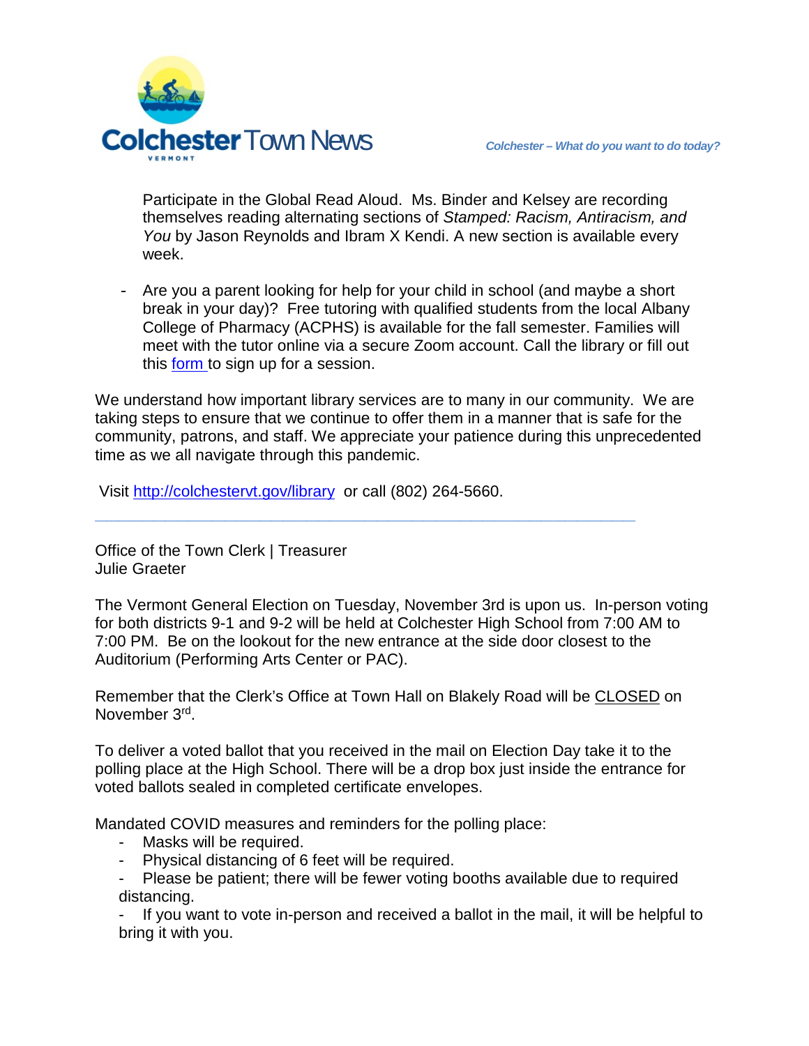Participate in the Global Read Aloud. Ms. Binder and Kelsey are recording themselves reading alternating sections of *Stamped: Racism, Antiracism, and You* by Jason Reynolds and Ibram X Kendi. A new section is available every week.

- Are you a parent looking for help for your child in school (and maybe a short break in your day)? Free tutoring with qualified students from the local Albany College of Pharmacy (ACPHS) is available for the fall semester. Families will meet with the tutor online via a secure Zoom account. Call the library or fill out this [form](#) to sign up for a session.

We understand how important library services are to many in our community. We are taking steps to ensure that we continue to offer them in a manner that is safe for the community, patrons, and staff. We appreciate your patience during this unprecedented time as we all navigate through this pandemic.

Visit [http://colchestervt.gov/library](http://colchestervt.gov/library) or call (802) 264-5660.

---

Office of the Town Clerk | Treasurer
Julie Graeter

The Vermont General Election on Tuesday, November 3rd is upon us. In-person voting for both districts 9-1 and 9-2 will be held at Colchester High School from 7:00 AM to 7:00 PM. Be on the lookout for the new entrance at the side door closest to the Auditorium (Performing Arts Center or PAC).

Remember that the Clerk's Office at Town Hall on Blakely Road will be <u>CLOSED</u> on November 3rd.

To deliver a voted ballot that you received in the mail on Election Day take it to the polling place at the High School. There will be a drop box just inside the entrance for voted ballots sealed in completed certificate envelopes.

Mandated COVID measures and reminders for the polling place:

- Masks will be required.
- Physical distancing of 6 feet will be required.
- Please be patient; there will be fewer voting booths available due to required distancing.
- If you want to vote in-person and received a ballot in the mail, it will be helpful to bring it with you.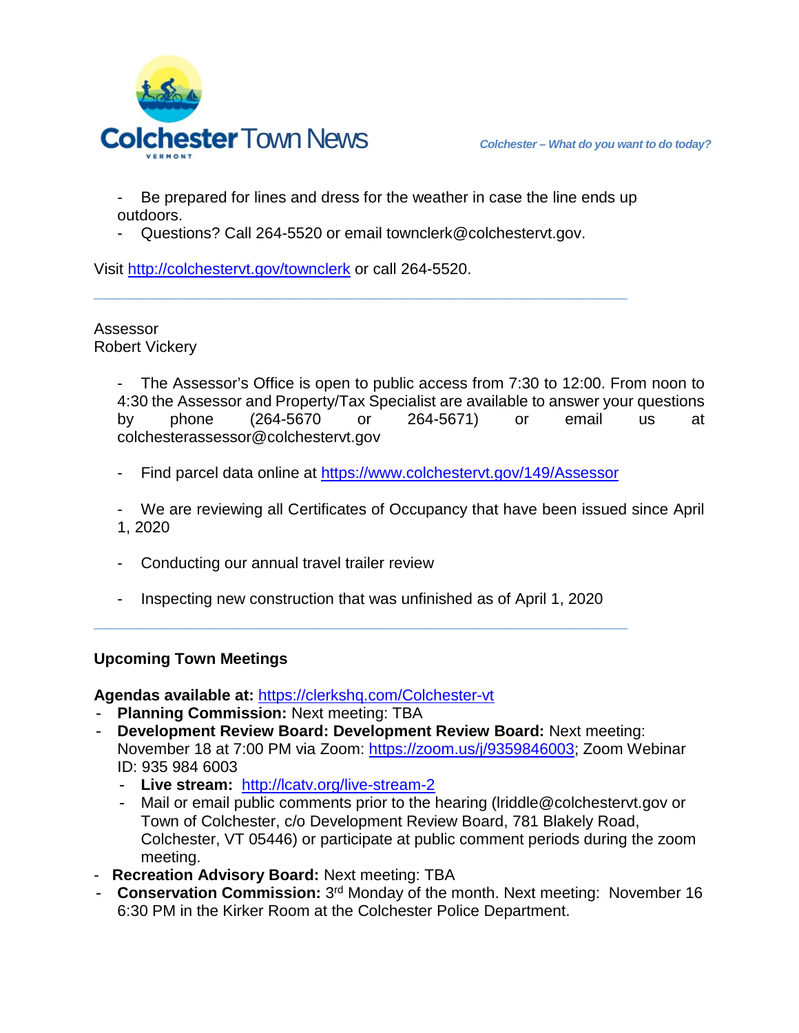- Be prepared for lines and dress for the weather in case the line ends up outdoors.
- Questions? Call 264-5520 or email townclerk@colchestervt.gov.

Visit [http://colchestervt.gov/townclerk](http://colchestervt.gov/townclerk) or call 264-5520.

---

Assessor
Robert Vickery

- The Assessor's Office is open to public access from 7:30 to 12:00. From noon to 4:30 the Assessor and Property/Tax Specialist are available to answer your questions by phone (264-5670 or 264-5671) or email us at colchesterassessor@colchestervt.gov

- Find parcel data online at [https://www.colchestervt.gov/149/Assessor](https://www.colchestervt.gov/149/Assessor)

- We are reviewing all Certificates of Occupancy that have been issued since April 1, 2020

- Conducting our annual travel trailer review

- Inspecting new construction that was unfinished as of April 1, 2020

---

**Upcoming Town Meetings**

**Agendas available at:** [https://clerkshq.com/Colchester-vt](https://clerkshq.com/Colchester-vt)

- **Planning Commission:** Next meeting: TBA
- **Development Review Board: Development Review Board:** Next meeting: November 18 at 7:00 PM via Zoom: [https://zoom.us/j/9359846003](https://zoom.us/j/9359846003); Zoom Webinar ID: 935 984 6003
  - **Live stream:** [http://lcatv.org/live-stream-2](http://lcatv.org/live-stream-2)
  - Mail or email public comments prior to the hearing (lriddle@colchestervt.gov or Town of Colchester, c/o Development Review Board, 781 Blakely Road, Colchester, VT 05446) or participate at public comment periods during the zoom meeting.
- **Recreation Advisory Board:** Next meeting: TBA
- **Conservation Commission:** 3rd Monday of the month. Next meeting: November 16 6:30 PM in the Kirker Room at the Colchester Police Department.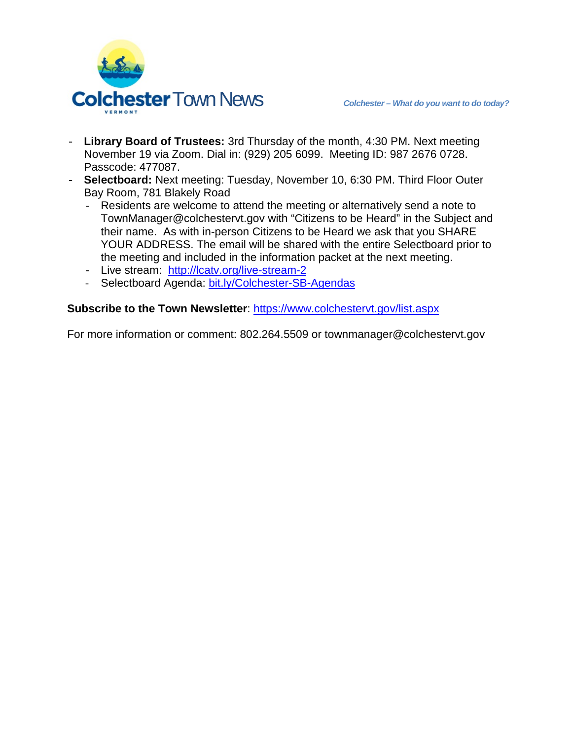- **Library Board of Trustees:** 3rd Thursday of the month, 4:30 PM. Next meeting November 19 via Zoom. Dial in: (929) 205 6099. Meeting ID: 987 2676 0728. Passcode: 477087.
- **Selectboard:** Next meeting: Tuesday, November 10, 6:30 PM. Third Floor Outer Bay Room, 781 Blakely Road
  - Residents are welcome to attend the meeting or alternatively send a note to TownManager@colchestervt.gov with "Citizens to be Heard" in the Subject and their name. As with in-person Citizens to be Heard we ask that you SHARE YOUR ADDRESS. The email will be shared with the entire Selectboard prior to the meeting and included in the information packet at the next meeting.
  - Live stream: [http://lcatv.org/live-stream-2](http://lcatv.org/live-stream-2)
  - Selectboard Agenda: [bit.ly/Colchester-SB-Agendas](http://bit.ly/Colchester-SB-Agendas)

**Subscribe to the Town Newsletter**: [https://www.colchestervt.gov/list.aspx](https://www.colchestervt.gov/list.aspx)

For more information or comment: 802.264.5509 or townmanager@colchestervt.gov